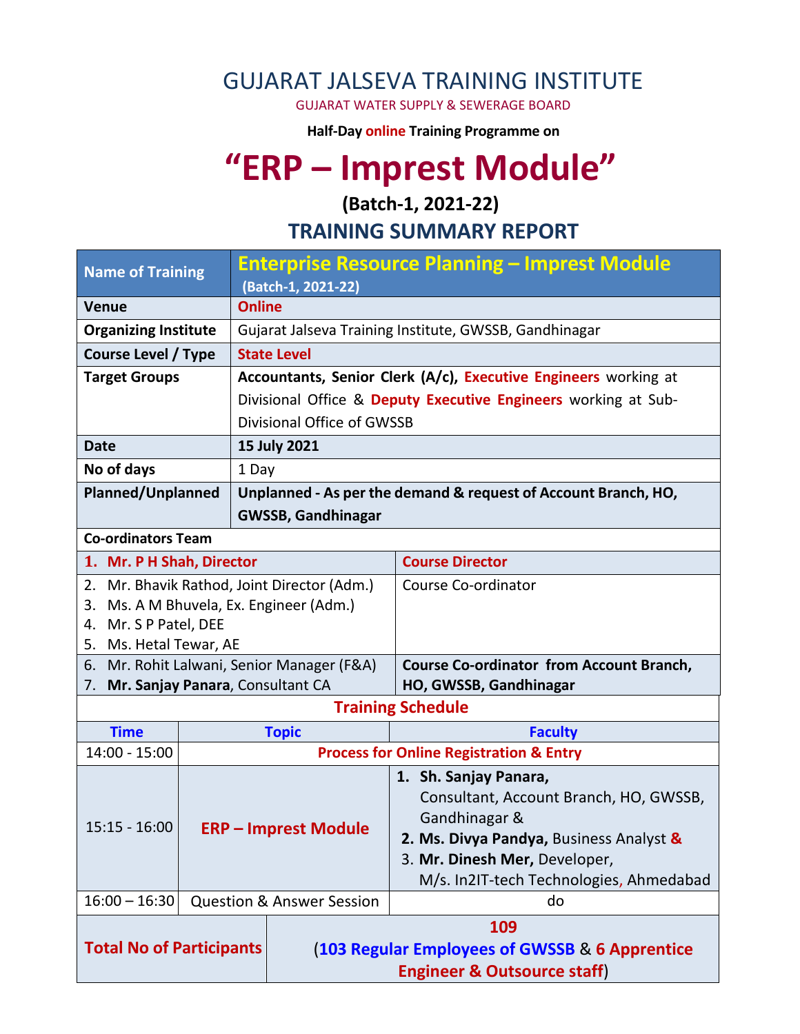# GUJARAT JALSEVA TRAINING INSTITUTE

GUJARAT WATER SUPPLY & SEWERAGE BOARD

**Half-Day online Training Programme on**

# "ERP – Imprest Module"

## (Batch-1, 2021-22)

## TRAINING SUMMARY REPORT

| Name of Training | Enterprise Resource Planning – Imprest Module (Batch-1, 2021-22) |
|---|---|
| **Venue** | **Online** |
| **Organizing Institute** | Gujarat Jalseva Training Institute, GWSSB, Gandhinagar |
| **Course Level / Type** | **State Level** |
| **Target Groups** | **Accountants, Senior Clerk (A/c), Executive Engineers** working at Divisional Office & **Deputy Executive Engineers** working at Sub-Divisional Office of GWSSB |
| **Date** | **15 July 2021** |
| **No of days** | 1 Day |
| **Planned/Unplanned** | **Unplanned - As per the demand & request of Account Branch, HO, GWSSB, Gandhinagar** |

**Co-ordinators Team**

| Name | Role |
|---|---|
| **1. Mr. P H Shah, Director** | **Course Director** |
| 2. Mr. Bhavik Rathod, Joint Director (Adm.)<br>3. Ms. A M Bhuvela, Ex. Engineer (Adm.)<br>4. Mr. S P Patel, DEE<br>5. Ms. Hetal Tewar, AE | Course Co-ordinator |
| 6. Mr. Rohit Lalwani, Senior Manager (F&A)<br>7. **Mr. Sanjay Panara**, Consultant CA | **Course Co-ordinator from Account Branch, HO, GWSSB, Gandhinagar** |

**Training Schedule**

| Time | Topic | Faculty |
|---|---|---|
| 14:00 - 15:00 | **Process for Online Registration & Entry** | |
| 15:15 - 16:00 | **ERP – Imprest Module** | 1. **Sh. Sanjay Panara,** Consultant, Account Branch, HO, GWSSB, Gandhinagar &<br>2. **Ms. Divya Pandya,** Business Analyst &<br>3. **Mr. Dinesh Mer,** Developer, M/s. In2IT-tech Technologies, Ahmedabad |
| 16:00 – 16:30 | Question & Answer Session | do |

| **Total No of Participants** | **109** (**103 Regular Employees of GWSSB** & **6 Apprentice Engineer & Outsource staff**) |
|---|---|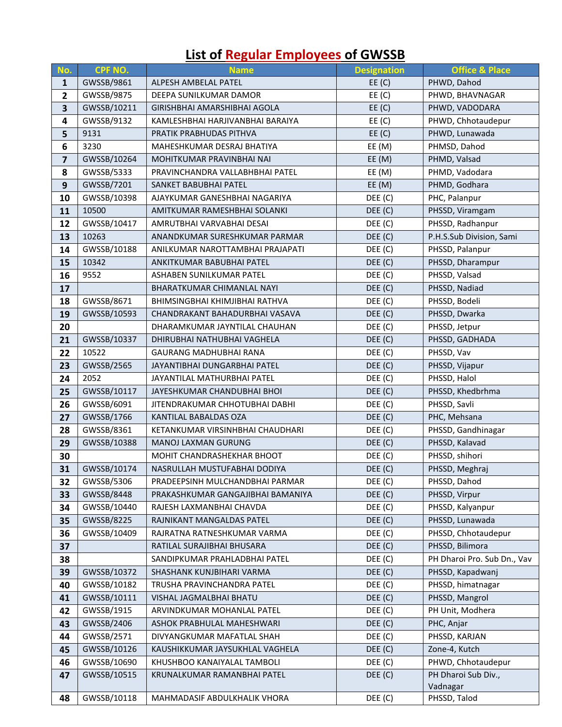# List of Regular Employees of GWSSB

| No. | CPF NO. | Name | Designation | Office & Place |
|---|---|---|---|---|
| 1 | GWSSB/9861 | ALPESH AMBELAL PATEL | EE (C) | PHWD, Dahod |
| 2 | GWSSB/9875 | DEEPA SUNILKUMAR DAMOR | EE (C) | PHWD, BHAVNAGAR |
| 3 | GWSSB/10211 | GIRISHBHAI AMARSHIBHAI AGOLA | EE (C) | PHWD, VADODARA |
| 4 | GWSSB/9132 | KAMLESHBHAI HARJIVANBHAI BARAIYA | EE (C) | PHWD, Chhotaudepur |
| 5 | 9131 | PRATIK PRABHUDAS PITHVA | EE (C) | PHWD, Lunawada |
| 6 | 3230 | MAHESHKUMAR DESRAJ BHATIYA | EE (M) | PHMSD, Dahod |
| 7 | GWSSB/10264 | MOHITKUMAR PRAVINBHAI NAI | EE (M) | PHMD, Valsad |
| 8 | GWSSB/5333 | PRAVINCHANDRA VALLABHBHAI PATEL | EE (M) | PHMD, Vadodara |
| 9 | GWSSB/7201 | SANKET BABUBHAI PATEL | EE (M) | PHMD, Godhara |
| 10 | GWSSB/10398 | AJAYKUMAR GANESHBHAI NAGARIYA | DEE (C) | PHC, Palanpur |
| 11 | 10500 | AMITKUMAR RAMESHBHAI SOLANKI | DEE (C) | PHSSD, Viramgam |
| 12 | GWSSB/10417 | AMRUTBHAI VARVABHAI DESAI | DEE (C) | PHSSD, Radhanpur |
| 13 | 10263 | ANANDKUMAR SURESHKUMAR PARMAR | DEE (C) | P.H.S.Sub Division, Sami |
| 14 | GWSSB/10188 | ANILKUMAR NAROTTAMBHAI PRAJAPATI | DEE (C) | PHSSD, Palanpur |
| 15 | 10342 | ANKITKUMAR BABUBHAI PATEL | DEE (C) | PHSSD, Dharampur |
| 16 | 9552 | ASHABEN SUNILKUMAR PATEL | DEE (C) | PHSSD, Valsad |
| 17 | | BHARATKUMAR CHIMANLAL NAYI | DEE (C) | PHSSD, Nadiad |
| 18 | GWSSB/8671 | BHIMSINGBHAI KHIMJIBHAI RATHVA | DEE (C) | PHSSD, Bodeli |
| 19 | GWSSB/10593 | CHANDRAKANT BAHADURBHAI VASAVA | DEE (C) | PHSSD, Dwarka |
| 20 | | DHARAMKUMAR JAYNTILAL CHAUHAN | DEE (C) | PHSSD, Jetpur |
| 21 | GWSSB/10337 | DHIRUBHAI NATHUBHAI VAGHELA | DEE (C) | PHSSD, GADHADA |
| 22 | 10522 | GAURANG MADHUBHAI RANA | DEE (C) | PHSSD, Vav |
| 23 | GWSSB/2565 | JAYANTIBHAI DUNGARBHAI PATEL | DEE (C) | PHSSD, Vijapur |
| 24 | 2052 | JAYANTILAL MATHURBHAI PATEL | DEE (C) | PHSSD, Halol |
| 25 | GWSSB/10117 | JAYESHKUMAR CHANDUBHAI BHOI | DEE (C) | PHSSD, Khedbrhma |
| 26 | GWSSB/6091 | JITENDRAKUMAR CHHOTUBHAI DABHI | DEE (C) | PHSSD, Savli |
| 27 | GWSSB/1766 | KANTILAL BABALDAS OZA | DEE (C) | PHC, Mehsana |
| 28 | GWSSB/8361 | KETANKUMAR VIRSINHBHAI CHAUDHARI | DEE (C) | PHSSD, Gandhinagar |
| 29 | GWSSB/10388 | MANOJ LAXMAN GURUNG | DEE (C) | PHSSD, Kalavad |
| 30 | | MOHIT CHANDRASHEKHAR BHOOT | DEE (C) | PHSSD, shihori |
| 31 | GWSSB/10174 | NASRULLAH MUSTUFABHAI DODIYA | DEE (C) | PHSSD, Meghraj |
| 32 | GWSSB/5306 | PRADEEPSINH MULCHANDBHAI PARMAR | DEE (C) | PHSSD, Dahod |
| 33 | GWSSB/8448 | PRAKASHKUMAR GANGAJIBHAI BAMANIYA | DEE (C) | PHSSD, Virpur |
| 34 | GWSSB/10440 | RAJESH LAXMANBHAI CHAVDA | DEE (C) | PHSSD, Kalyanpur |
| 35 | GWSSB/8225 | RAJNIKANT MANGALDAS PATEL | DEE (C) | PHSSD, Lunawada |
| 36 | GWSSB/10409 | RAJRATNA RATNESHKUMAR VARMA | DEE (C) | PHSSD, Chhotaudepur |
| 37 | | RATILAL SURAJIBHAI BHUSARA | DEE (C) | PHSSD, Bilimora |
| 38 | | SANDIPKUMAR PRAHLADBHAI PATEL | DEE (C) | PH Dharoi Pro. Sub Dn., Vav |
| 39 | GWSSB/10372 | SHASHANK KUNJBIHARI VARMA | DEE (C) | PHSSD, Kapadwanj |
| 40 | GWSSB/10182 | TRUSHA PRAVINCHANDRA PATEL | DEE (C) | PHSSD, himatnagar |
| 41 | GWSSB/10111 | VISHAL JAGMALBHAI BHATU | DEE (C) | PHSSD, Mangrol |
| 42 | GWSSB/1915 | ARVINDKUMAR MOHANLAL PATEL | DEE (C) | PH Unit, Modhera |
| 43 | GWSSB/2406 | ASHOK PRABHULAL MAHESHWARI | DEE (C) | PHC, Anjar |
| 44 | GWSSB/2571 | DIVYANGKUMAR MAFATLAL SHAH | DEE (C) | PHSSD, KARJAN |
| 45 | GWSSB/10126 | KAUSHIKKUMAR JAYSUKHLAL VAGHELA | DEE (C) | Zone-4, Kutch |
| 46 | GWSSB/10690 | KHUSHBOO KANAIYALAL TAMBOLI | DEE (C) | PHWD, Chhotaudepur |
| 47 | GWSSB/10515 | KRUNALKUMAR RAMANBHAI PATEL | DEE (C) | PH Dharoi Sub Div., Vadnagar |
| 48 | GWSSB/10118 | MAHMADASIF ABDULKHALIK VHORA | DEE (C) | PHSSD, Talod |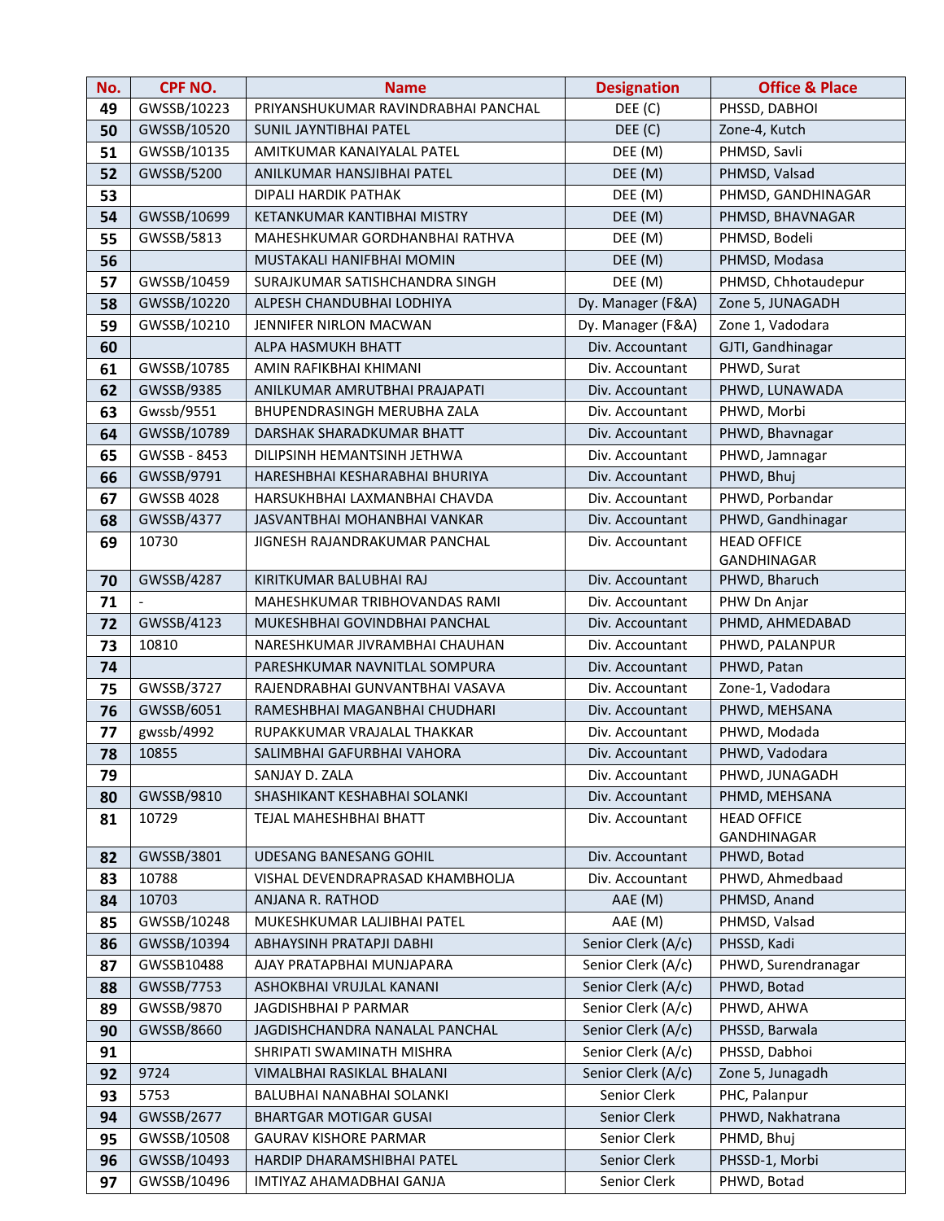| No. | CPF NO. | Name | Designation | Office & Place |
|---|---|---|---|---|
| 49 | GWSSB/10223 | PRIYANSHUKUMAR RAVINDRABHAI PANCHAL | DEE (C) | PHSSD, DABHOI |
| 50 | GWSSB/10520 | SUNIL JAYNTIBHAI PATEL | DEE (C) | Zone-4, Kutch |
| 51 | GWSSB/10135 | AMITKUMAR KANAIYALAL PATEL | DEE (M) | PHMSD, Savli |
| 52 | GWSSB/5200 | ANILKUMAR HANSJIBHAI PATEL | DEE (M) | PHMSD, Valsad |
| 53 | | DIPALI HARDIK PATHAK | DEE (M) | PHMSD, GANDHINAGAR |
| 54 | GWSSB/10699 | KETANKUMAR KANTIBHAI MISTRY | DEE (M) | PHMSD, BHAVNAGAR |
| 55 | GWSSB/5813 | MAHESHKUMAR GORDHANBHAI RATHVA | DEE (M) | PHMSD, Bodeli |
| 56 | | MUSTAKALI HANIFBHAI MOMIN | DEE (M) | PHMSD, Modasa |
| 57 | GWSSB/10459 | SURAJKUMAR SATISHCHANDRA SINGH | DEE (M) | PHMSD, Chhotaudepur |
| 58 | GWSSB/10220 | ALPESH CHANDUBHAI LODHIYA | Dy. Manager (F&A) | Zone 5, JUNAGADH |
| 59 | GWSSB/10210 | JENNIFER NIRLON MACWAN | Dy. Manager (F&A) | Zone 1, Vadodara |
| 60 | | ALPA HASMUKH BHATT | Div. Accountant | GJTI, Gandhinagar |
| 61 | GWSSB/10785 | AMIN RAFIKBHAI KHIMANI | Div. Accountant | PHWD, Surat |
| 62 | GWSSB/9385 | ANILKUMAR AMRUTBHAI PRAJAPATI | Div. Accountant | PHWD, LUNAWADA |
| 63 | Gwssb/9551 | BHUPENDRASINGH MERUBHA ZALA | Div. Accountant | PHWD, Morbi |
| 64 | GWSSB/10789 | DARSHAK SHARADKUMAR BHATT | Div. Accountant | PHWD, Bhavnagar |
| 65 | GWSSB - 8453 | DILIPSINH HEMANTSINH JETHWA | Div. Accountant | PHWD, Jamnagar |
| 66 | GWSSB/9791 | HARESHBHAI KESHARABHAI BHURIYA | Div. Accountant | PHWD, Bhuj |
| 67 | GWSSB 4028 | HARSUKHBHAI LAXMANBHAI CHAVDA | Div. Accountant | PHWD, Porbandar |
| 68 | GWSSB/4377 | JASVANTBHAI MOHANBHAI VANKAR | Div. Accountant | PHWD, Gandhinagar |
| 69 | 10730 | JIGNESH RAJANDRAKUMAR PANCHAL | Div. Accountant | HEAD OFFICE GANDHINAGAR |
| 70 | GWSSB/4287 | KIRITKUMAR BALUBHAI RAJ | Div. Accountant | PHWD, Bharuch |
| 71 | - | MAHESHKUMAR TRIBHOVANDAS RAMI | Div. Accountant | PHW Dn Anjar |
| 72 | GWSSB/4123 | MUKESHBHAI GOVINDBHAI PANCHAL | Div. Accountant | PHMD, AHMEDABAD |
| 73 | 10810 | NARESHKUMAR JIVRAMBHAI CHAUHAN | Div. Accountant | PHWD, PALANPUR |
| 74 | | PARESHKUMAR NAVNITLAL SOMPURA | Div. Accountant | PHWD, Patan |
| 75 | GWSSB/3727 | RAJENDRABHAI GUNVANTBHAI VASAVA | Div. Accountant | Zone-1, Vadodara |
| 76 | GWSSB/6051 | RAMESHBHAI MAGANBHAI CHUDHARI | Div. Accountant | PHWD, MEHSANA |
| 77 | gwssb/4992 | RUPAKKUMAR VRAJALAL THAKKAR | Div. Accountant | PHWD, Modada |
| 78 | 10855 | SALIMBHAI GAFURBHAI VAHORA | Div. Accountant | PHWD, Vadodara |
| 79 | | SANJAY D. ZALA | Div. Accountant | PHWD, JUNAGADH |
| 80 | GWSSB/9810 | SHASHIKANT KESHABHAI SOLANKI | Div. Accountant | PHMD, MEHSANA |
| 81 | 10729 | TEJAL MAHESHBHAI BHATT | Div. Accountant | HEAD OFFICE GANDHINAGAR |
| 82 | GWSSB/3801 | UDESANG BANESANG GOHIL | Div. Accountant | PHWD, Botad |
| 83 | 10788 | VISHAL DEVENDRAPRASAD KHAMBHOLJA | Div. Accountant | PHWD, Ahmedbaad |
| 84 | 10703 | ANJANA R. RATHOD | AAE (M) | PHMSD, Anand |
| 85 | GWSSB/10248 | MUKESHKUMAR LALJIBHAI PATEL | AAE (M) | PHMSD, Valsad |
| 86 | GWSSB/10394 | ABHAYSINH PRATAPJI DABHI | Senior Clerk (A/c) | PHSSD, Kadi |
| 87 | GWSSB10488 | AJAY PRATAPBHAI MUNJAPARA | Senior Clerk (A/c) | PHWD, Surendranagar |
| 88 | GWSSB/7753 | ASHOKBHAI VRUJLAL KANANI | Senior Clerk (A/c) | PHWD, Botad |
| 89 | GWSSB/9870 | JAGDISHBHAI P PARMAR | Senior Clerk (A/c) | PHWD, AHWA |
| 90 | GWSSB/8660 | JAGDISHCHANDRA NANALAL PANCHAL | Senior Clerk (A/c) | PHSSD, Barwala |
| 91 | | SHRIPATI SWAMINATH MISHRA | Senior Clerk (A/c) | PHSSD, Dabhoi |
| 92 | 9724 | VIMALBHAI RASIKLAL BHALANI | Senior Clerk (A/c) | Zone 5, Junagadh |
| 93 | 5753 | BALUBHAI NANABHAI SOLANKI | Senior Clerk | PHC, Palanpur |
| 94 | GWSSB/2677 | BHARTGAR MOTIGAR GUSAI | Senior Clerk | PHWD, Nakhatrana |
| 95 | GWSSB/10508 | GAURAV KISHORE PARMAR | Senior Clerk | PHMD, Bhuj |
| 96 | GWSSB/10493 | HARDIP DHARAMSHIBHAI PATEL | Senior Clerk | PHSSD-1, Morbi |
| 97 | GWSSB/10496 | IMTIYAZ AHAMADBHAI GANJA | Senior Clerk | PHWD, Botad |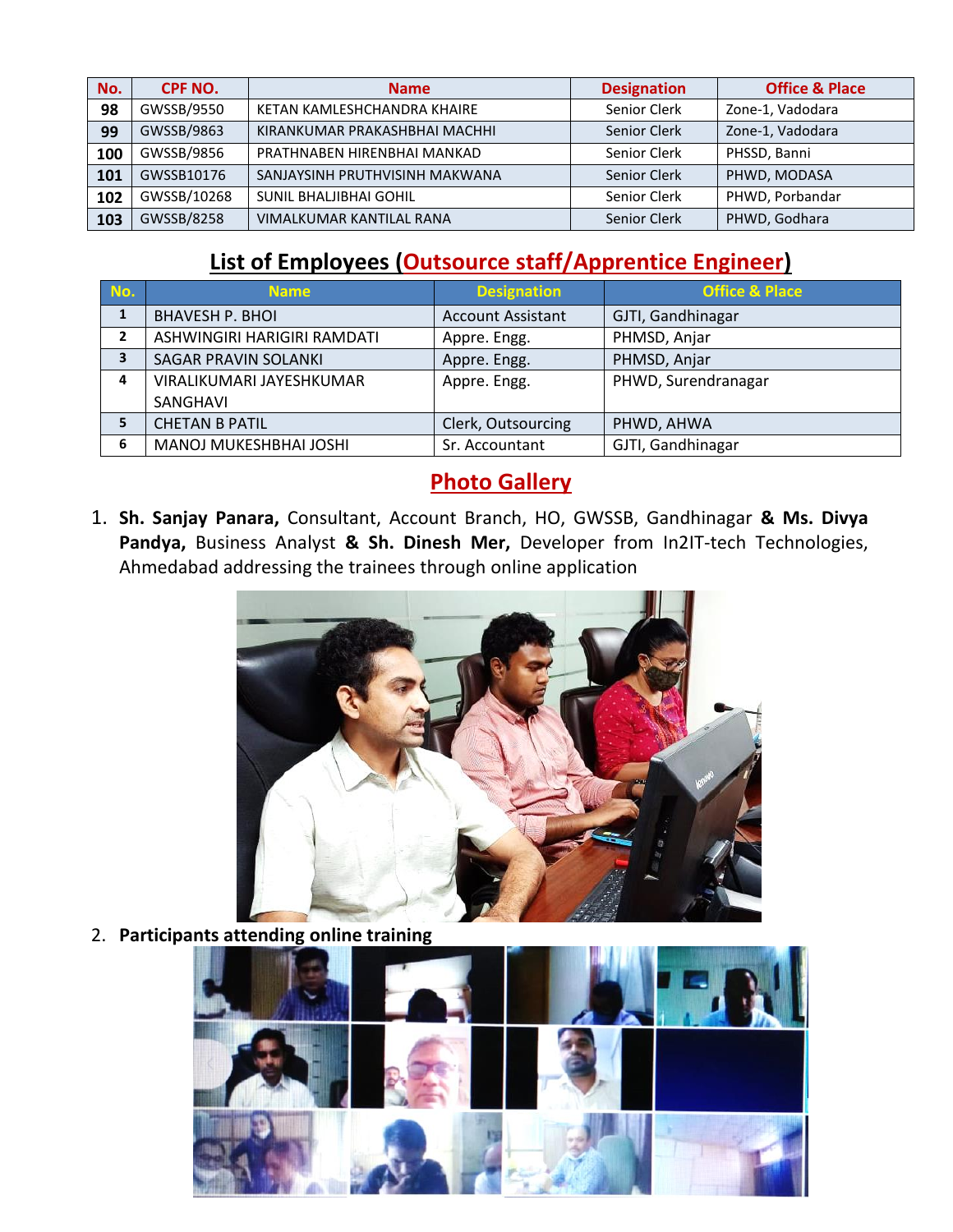| No. | CPF NO. | Name | Designation | Office & Place |
|---|---|---|---|---|
| 98 | GWSSB/9550 | KETAN KAMLESHCHANDRA KHAIRE | Senior Clerk | Zone-1, Vadodara |
| 99 | GWSSB/9863 | KIRANKUMAR PRAKASHBHAI MACHHI | Senior Clerk | Zone-1, Vadodara |
| 100 | GWSSB/9856 | PRATHNABEN HIRENBHAI MANKAD | Senior Clerk | PHSSD, Banni |
| 101 | GWSSB10176 | SANJAYSINH PRUTHVISINH MAKWANA | Senior Clerk | PHWD, MODASA |
| 102 | GWSSB/10268 | SUNIL BHALJIBHAI GOHIL | Senior Clerk | PHWD, Porbandar |
| 103 | GWSSB/8258 | VIMALKUMAR KANTILAL RANA | Senior Clerk | PHWD, Godhara |

## List of Employees (Outsource staff/Apprentice Engineer)

| No. | Name | Designation | Office & Place |
|---|---|---|---|
| 1 | BHAVESH P. BHOI | Account Assistant | GJTI, Gandhinagar |
| 2 | ASHWINGIRI HARIGIRI RAMDATI | Appre. Engg. | PHMSD, Anjar |
| 3 | SAGAR PRAVIN SOLANKI | Appre. Engg. | PHMSD, Anjar |
| 4 | VIRALIKUMARI JAYESHKUMAR SANGHAVI | Appre. Engg. | PHWD, Surendranagar |
| 5 | CHETAN B PATIL | Clerk, Outsourcing | PHWD, AHWA |
| 6 | MANOJ MUKESHBHAI JOSHI | Sr. Accountant | GJTI, Gandhinagar |

## Photo Gallery

1. **Sh. Sanjay Panara,** Consultant, Account Branch, HO, GWSSB, Gandhinagar **& Ms. Divya Pandya,** Business Analyst **& Sh. Dinesh Mer,** Developer from In2IT-tech Technologies, Ahmedabad addressing the trainees through online application

2. **Participants attending online training**